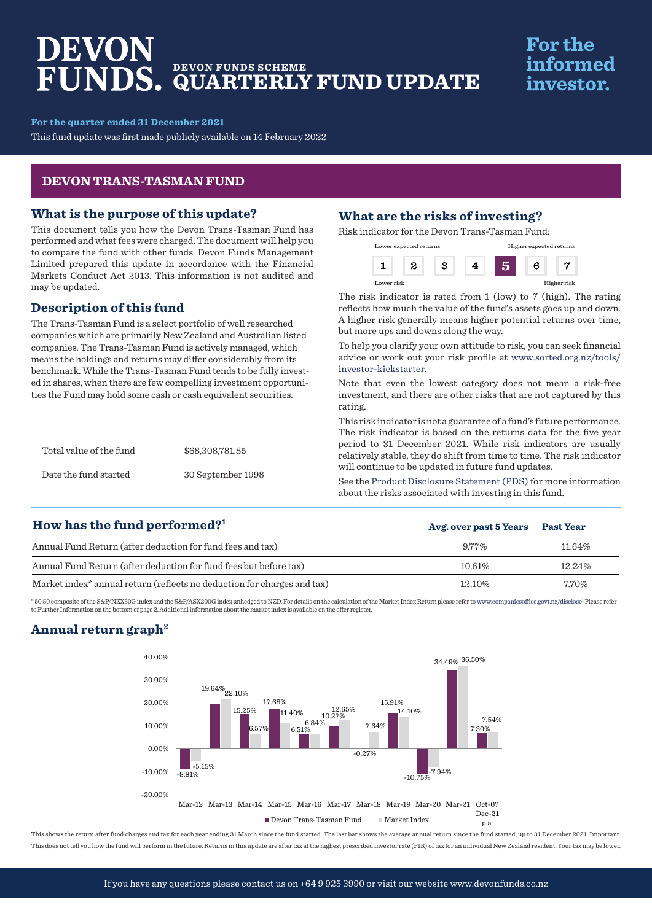# DEVON FUNDS.

DEVON FUNDS SCHEME

# QUARTERLY FUND UPDATE

For the informed investor.

**For the quarter ended 31 December 2021**

This fund update was first made publicly available on 14 February 2022

## DEVON TRANS-TASMAN FUND

### What is the purpose of this update?

This document tells you how the Devon Trans-Tasman Fund has performed and what fees were charged. The document will help you to compare the fund with other funds. Devon Funds Management Limited prepared this update in accordance with the Financial Markets Conduct Act 2013. This information is not audited and may be updated.

### Description of this fund

The Trans-Tasman Fund is a select portfolio of well researched companies which are primarily New Zealand and Australian listed companies. The Trans-Tasman Fund is actively managed, which means the holdings and returns may differ considerably from its benchmark. While the Trans-Tasman Fund tends to be fully invested in shares, when there are few compelling investment opportunities the Fund may hold some cash or cash equivalent securities.

| | |
|---|---|
| Total value of the fund | $68,308,781.85 |
| Date the fund started | 30 September 1998 |

### What are the risks of investing?

Risk indicator for the Devon Trans-Tasman Fund:

Lower expected returns — Higher expected returns

| 1 | 2 | 3 | 4 | **5** | 6 | 7 |
|---|---|---|---|---|---|---|

Lower risk — Higher risk

The risk indicator is rated from 1 (low) to 7 (high). The rating reflects how much the value of the fund's assets goes up and down. A higher risk generally means higher potential returns over time, but more ups and downs along the way.

To help you clarify your own attitude to risk, you can seek financial advice or work out your risk profile at www.sorted.org.nz/tools/investor-kickstarter.

Note that even the lowest category does not mean a risk-free investment, and there are other risks that are not captured by this rating.

This risk indicator is not a guarantee of a fund's future performance. The risk indicator is based on the returns data for the five year period to 31 December 2021. While risk indicators are usually relatively stable, they do shift from time to time. The risk indicator will continue to be updated in future fund updates.

See the Product Disclosure Statement (PDS) for more information about the risks associated with investing in this fund.

### How has the fund performed?[1]

| | Avg. over past 5 Years | Past Year |
|---|---|---|
| Annual Fund Return (after deduction for fund fees and tax) | 9.77% | 11.64% |
| Annual Fund Return (after deduction for fund fees but before tax) | 10.61% | 12.24% |
| Market index* annual return (reflects no deduction for charges and tax) | 12.10% | 7.70% |

* 50:50 composite of the S&P/NZX50G index and the S&P/ASX200G index unhedged to NZD. For details on the calculation of the Market Index Return please refer to www.companiesoffice.govt.nz/disclose[1] Please refer to Further Information on the bottom of page 2. Additional information about the market index is available on the offer register.

### Annual return graph[2]

| | Devon Trans-Tasman Fund | Market Index |
|---|---|---|
| Mar-12 | -8.81% | -5.15% |
| Mar-13 | 19.64% | 22.10% |
| Mar-14 | 15.25% | 6.57% |
| Mar-15 | 17.68% | 11.40% |
| Mar-16 | 6.51% | 6.84% |
| Mar-17 | 10.27% | 12.65% |
| Mar-18 | -0.27% | 7.64% |
| Mar-19 | 15.91% | 14.10% |
| Mar-20 | -10.75% | -7.94% |
| Mar-21 | 34.49% | 36.50% |
| Oct-07 Dec-21 p.a. | 7.30% | 7.54% |

This shows the return after fund charges and tax for each year ending 31 March since the fund started. The last bar shows the average annual return since the fund started, up to 31 December 2021. Important: This does not tell you how the fund will perform in the future. Returns in this update are after tax at the highest prescribed investor rate (PIR) of tax for an individual New Zealand resident. Your tax may be lower.

If you have any questions please contact us on +64 9 925 3990 or visit our website www.devonfunds.co.nz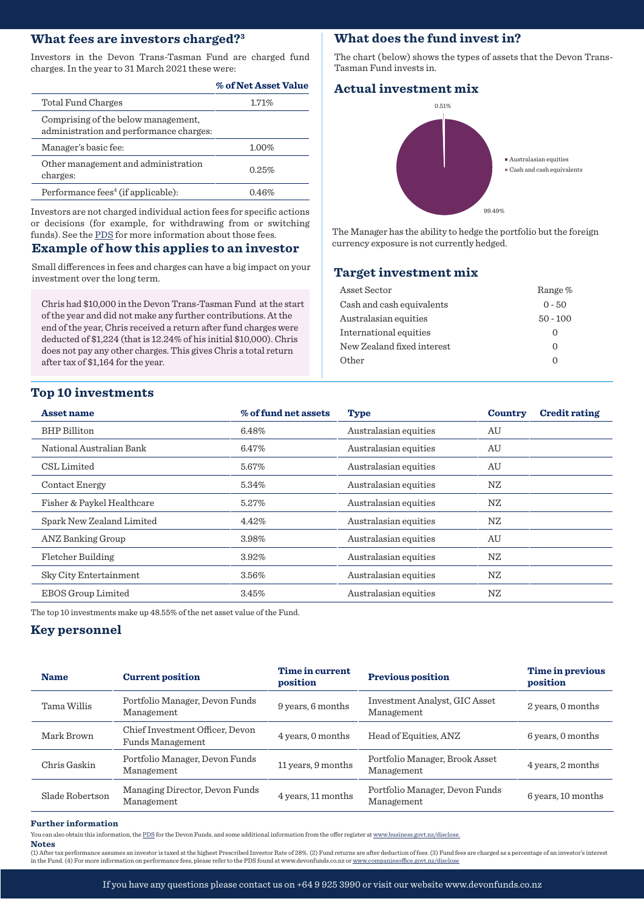## What fees are investors charged?[3]

Investors in the Devon Trans-Tasman Fund are charged fund charges. In the year to 31 March 2021 these were:

| | % of Net Asset Value |
|---|---|
| Total Fund Charges | 1.71% |
| Comprising of the below management, administration and performance charges: | |
| Manager's basic fee: | 1.00% |
| Other management and administration charges: | 0.25% |
| Performance fees[4] (if applicable): | 0.46% |

Investors are not charged individual action fees for specific actions or decisions (for example, for withdrawing from or switching funds). See the PDS for more information about those fees.

## Example of how this applies to an investor

Small differences in fees and charges can have a big impact on your investment over the long term.

Chris had $10,000 in the Devon Trans-Tasman Fund at the start of the year and did not make any further contributions. At the end of the year, Chris received a return after fund charges were deducted of $1,224 (that is 12.24% of his initial $10,000). Chris does not pay any other charges. This gives Chris a total return after tax of $1,164 for the year.

## What does the fund invest in?

The chart (below) shows the types of assets that the Devon Trans-Tasman Fund invests in.

## Actual investment mix

0.51%

99.49%

Australasian equities

Cash and cash equivalents

The Manager has the ability to hedge the portfolio but the foreign currency exposure is not currently hedged.

## Target investment mix

| Asset Sector | Range % |
|---|---|
| Cash and cash equivalents | 0 - 50 |
| Australasian equities | 50 - 100 |
| International equities | 0 |
| New Zealand fixed interest | 0 |
| Other | 0 |

## Top 10 investments

| Asset name | % of fund net assets | Type | Country | Credit rating |
|---|---|---|---|---|
| BHP Billiton | 6.48% | Australasian equities | AU | |
| National Australian Bank | 6.47% | Australasian equities | AU | |
| CSL Limited | 5.67% | Australasian equities | AU | |
| Contact Energy | 5.34% | Australasian equities | NZ | |
| Fisher & Paykel Healthcare | 5.27% | Australasian equities | NZ | |
| Spark New Zealand Limited | 4.42% | Australasian equities | NZ | |
| ANZ Banking Group | 3.98% | Australasian equities | AU | |
| Fletcher Building | 3.92% | Australasian equities | NZ | |
| Sky City Entertainment | 3.56% | Australasian equities | NZ | |
| EBOS Group Limited | 3.45% | Australasian equities | NZ | |

The top 10 investments make up 48.55% of the net asset value of the Fund.

## Key personnel

| Name | Current position | Time in current position | Previous position | Time in previous position |
|---|---|---|---|---|
| Tama Willis | Portfolio Manager, Devon Funds Management | 9 years, 6 months | Investment Analyst, GIC Asset Management | 2 years, 0 months |
| Mark Brown | Chief Investment Officer, Devon Funds Management | 4 years, 0 months | Head of Equities, ANZ | 6 years, 0 months |
| Chris Gaskin | Portfolio Manager, Devon Funds Management | 11 years, 9 months | Portfolio Manager, Brook Asset Management | 4 years, 2 months |
| Slade Robertson | Managing Director, Devon Funds Management | 4 years, 11 months | Portfolio Manager, Devon Funds Management | 6 years, 10 months |

**Further information**

You can also obtain this information, the PDS for the Devon Funds, and some additional information from the offer register at www.business.govt.nz/disclose.

**Notes**

(1) After tax performance assumes an investor is taxed at the highest Prescribed Investor Rate of 28%. (2) Fund returns are after deduction of fees. (3) Fund fees are charged as a percentage of an investor's interest in the Fund. (4) For more information on performance fees, please refer to the PDS found at www.devonfunds.co.nz or www.companiesoffice.govt.nz/disclose

If you have any questions please contact us on +64 9 925 3990 or visit our website www.devonfunds.co.nz